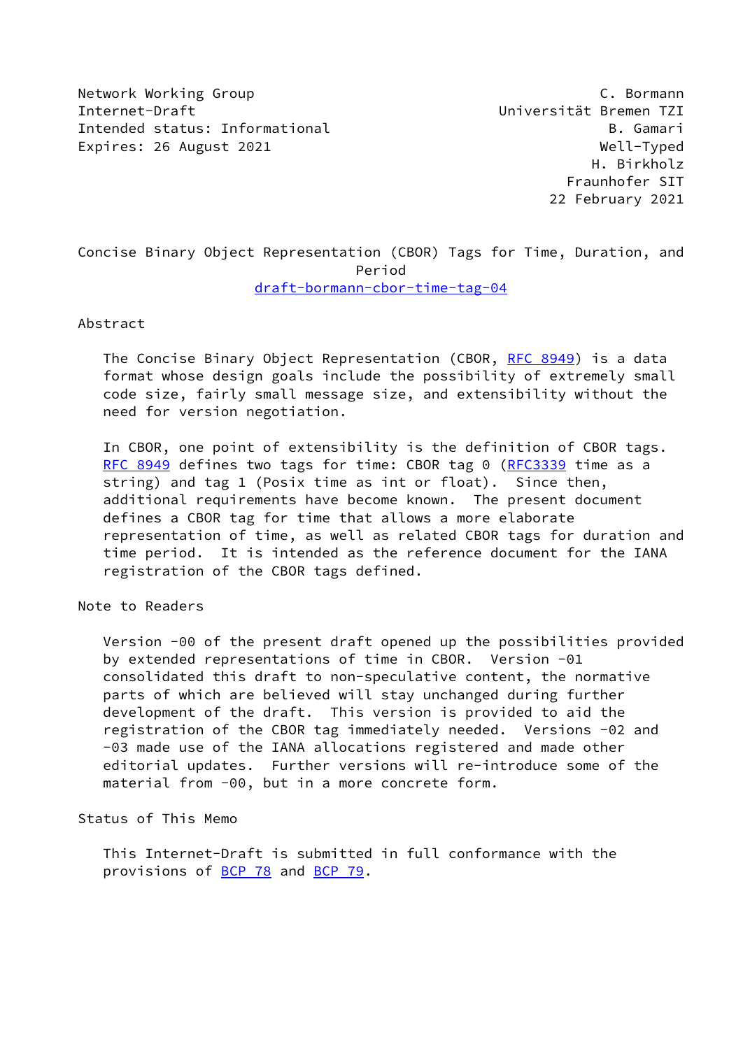Network Working Group                                         C. Bormann
Internet-Draft                                    Universität Bremen TZI
Intended status: Informational                                 B. Gamari
Expires: 26 August 2021                                       Well-Typed
                                                             H. Birkholz
                                                          Fraunhofer SIT
                                                        22 February 2021

# Concise Binary Object Representation (CBOR) Tags for Time, Duration, and Period

draft-bormann-cbor-time-tag-04

## Abstract

The Concise Binary Object Representation (CBOR, RFC 8949) is a data format whose design goals include the possibility of extremely small code size, fairly small message size, and extensibility without the need for version negotiation.

In CBOR, one point of extensibility is the definition of CBOR tags. RFC 8949 defines two tags for time: CBOR tag 0 (RFC3339 time as a string) and tag 1 (Posix time as int or float). Since then, additional requirements have become known. The present document defines a CBOR tag for time that allows a more elaborate representation of time, as well as related CBOR tags for duration and time period. It is intended as the reference document for the IANA registration of the CBOR tags defined.

## Note to Readers

Version -00 of the present draft opened up the possibilities provided by extended representations of time in CBOR. Version -01 consolidated this draft to non-speculative content, the normative parts of which are believed will stay unchanged during further development of the draft. This version is provided to aid the registration of the CBOR tag immediately needed. Versions -02 and -03 made use of the IANA allocations registered and made other editorial updates. Further versions will re-introduce some of the material from -00, but in a more concrete form.

## Status of This Memo

This Internet-Draft is submitted in full conformance with the provisions of BCP 78 and BCP 79.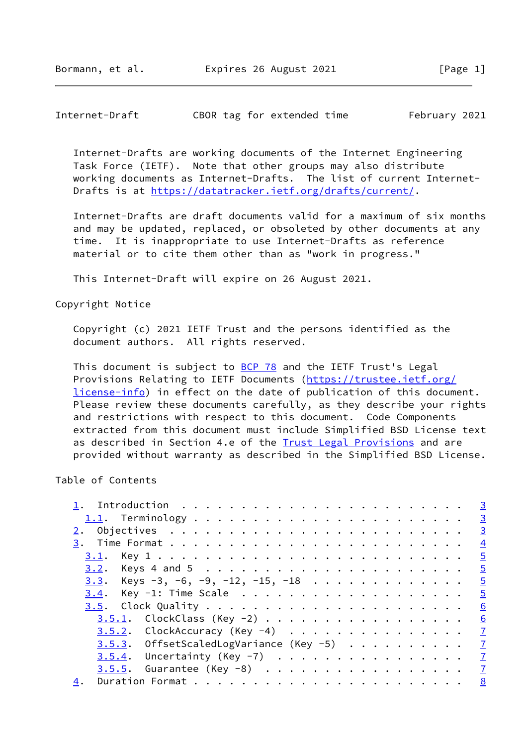Internet-Drafts are working documents of the Internet Engineering Task Force (IETF). Note that other groups may also distribute working documents as Internet-Drafts. The list of current Internet-Drafts is at https://datatracker.ietf.org/drafts/current/.

Internet-Drafts are draft documents valid for a maximum of six months and may be updated, replaced, or obsoleted by other documents at any time. It is inappropriate to use Internet-Drafts as reference material or to cite them other than as "work in progress."

This Internet-Draft will expire on 26 August 2021.

Copyright Notice

Copyright (c) 2021 IETF Trust and the persons identified as the document authors. All rights reserved.

This document is subject to BCP 78 and the IETF Trust's Legal Provisions Relating to IETF Documents (https://trustee.ietf.org/license-info) in effect on the date of publication of this document. Please review these documents carefully, as they describe your rights and restrictions with respect to this document. Code Components extracted from this document must include Simplified BSD License text as described in Section 4.e of the Trust Legal Provisions and are provided without warranty as described in the Simplified BSD License.

Table of Contents

```
1.  Introduction . . . . . . . . . . . . . . . . . . . . . . . .   3
  1.1.  Terminology . . . . . . . . . . . . . . . . . . . . . . .   3
2.  Objectives  . . . . . . . . . . . . . . . . . . . . . . . . .   3
3.  Time Format . . . . . . . . . . . . . . . . . . . . . . . . .   4
  3.1.  Key 1 . . . . . . . . . . . . . . . . . . . . . . . . . .   5
  3.2.  Keys 4 and 5  . . . . . . . . . . . . . . . . . . . . . .   5
  3.3.  Keys -3, -6, -9, -12, -15, -18  . . . . . . . . . . . . .   5
  3.4.  Key -1: Time Scale  . . . . . . . . . . . . . . . . . . .   5
  3.5.  Clock Quality . . . . . . . . . . . . . . . . . . . . . .   6
    3.5.1.  ClockClass (Key -2) . . . . . . . . . . . . . . . . .   6
    3.5.2.  ClockAccuracy (Key -4)  . . . . . . . . . . . . . . .   7
    3.5.3.  OffsetScaledLogVariance (Key -5)  . . . . . . . . . .   7
    3.5.4.  Uncertainty (Key -7)  . . . . . . . . . . . . . . . .   7
    3.5.5.  Guarantee (Key -8)  . . . . . . . . . . . . . . . . .   7
4.  Duration Format . . . . . . . . . . . . . . . . . . . . . . .   8
```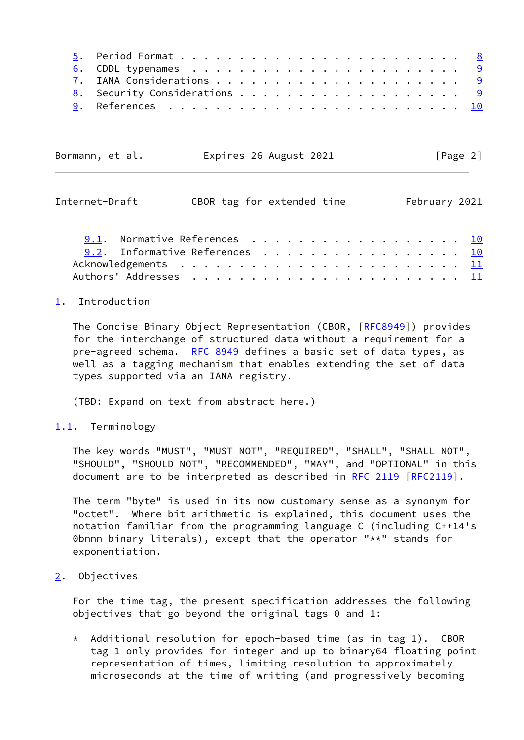5. Period Format . . . . . . . . . . . . . . . . . . . . . . . 8
6. CDDL typenames . . . . . . . . . . . . . . . . . . . . . . . 9
7. IANA Considerations . . . . . . . . . . . . . . . . . . . . . 9
8. Security Considerations . . . . . . . . . . . . . . . . . . . 9
9. References . . . . . . . . . . . . . . . . . . . . . . . . . 10
   9.1. Normative References . . . . . . . . . . . . . . . . . . 10
   9.2. Informative References . . . . . . . . . . . . . . . . . 10
Acknowledgements . . . . . . . . . . . . . . . . . . . . . . . . 11
Authors' Addresses . . . . . . . . . . . . . . . . . . . . . . . 11

## 1. Introduction

The Concise Binary Object Representation (CBOR, [RFC8949]) provides for the interchange of structured data without a requirement for a pre-agreed schema. RFC 8949 defines a basic set of data types, as well as a tagging mechanism that enables extending the set of data types supported via an IANA registry.

(TBD: Expand on text from abstract here.)

### 1.1. Terminology

The key words "MUST", "MUST NOT", "REQUIRED", "SHALL", "SHALL NOT", "SHOULD", "SHOULD NOT", "RECOMMENDED", "MAY", and "OPTIONAL" in this document are to be interpreted as described in RFC 2119 [RFC2119].

The term "byte" is used in its now customary sense as a synonym for "octet". Where bit arithmetic is explained, this document uses the notation familiar from the programming language C (including C++14's 0bnnn binary literals), except that the operator "**" stands for exponentiation.

## 2. Objectives

For the time tag, the present specification addresses the following objectives that go beyond the original tags 0 and 1:

* Additional resolution for epoch-based time (as in tag 1). CBOR tag 1 only provides for integer and up to binary64 floating point representation of times, limiting resolution to approximately microseconds at the time of writing (and progressively becoming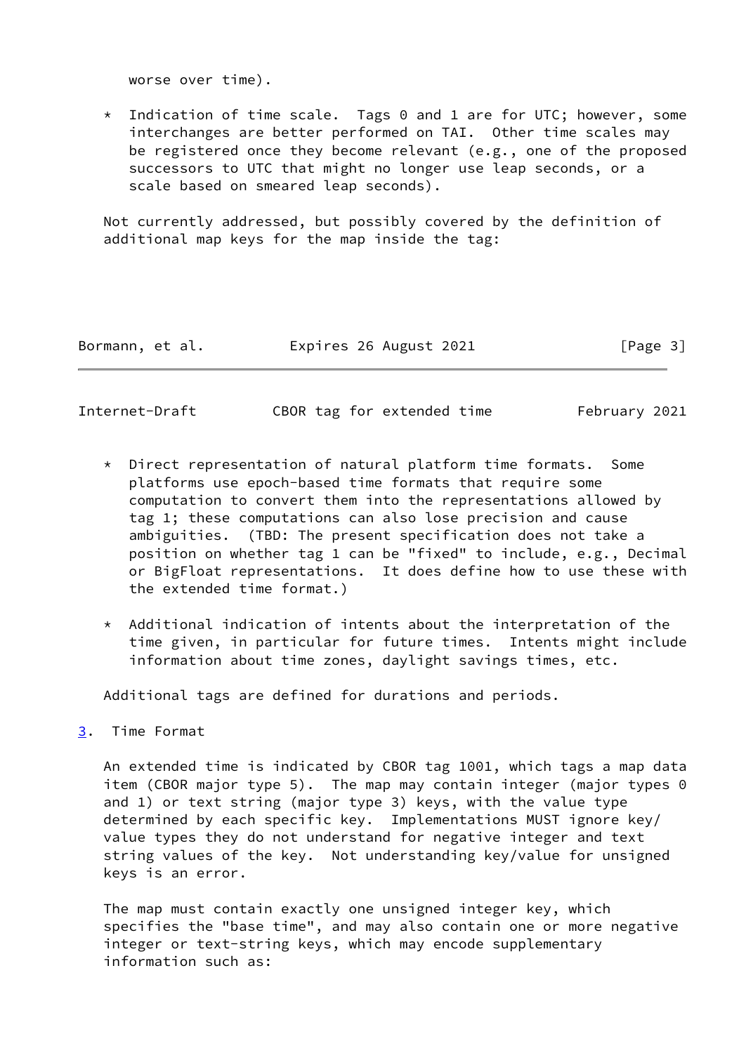worse over time).

* Indication of time scale. Tags 0 and 1 are for UTC; however, some interchanges are better performed on TAI. Other time scales may be registered once they become relevant (e.g., one of the proposed successors to UTC that might no longer use leap seconds, or a scale based on smeared leap seconds).

Not currently addressed, but possibly covered by the definition of additional map keys for the map inside the tag:

* Direct representation of natural platform time formats. Some platforms use epoch-based time formats that require some computation to convert them into the representations allowed by tag 1; these computations can also lose precision and cause ambiguities. (TBD: The present specification does not take a position on whether tag 1 can be "fixed" to include, e.g., Decimal or BigFloat representations. It does define how to use these with the extended time format.)

* Additional indication of intents about the interpretation of the time given, in particular for future times. Intents might include information about time zones, daylight savings times, etc.

Additional tags are defined for durations and periods.

## 3. Time Format

An extended time is indicated by CBOR tag 1001, which tags a map data item (CBOR major type 5). The map may contain integer (major types 0 and 1) or text string (major type 3) keys, with the value type determined by each specific key. Implementations MUST ignore key/value types they do not understand for negative integer and text string values of the key. Not understanding key/value for unsigned keys is an error.

The map must contain exactly one unsigned integer key, which specifies the "base time", and may also contain one or more negative integer or text-string keys, which may encode supplementary information such as: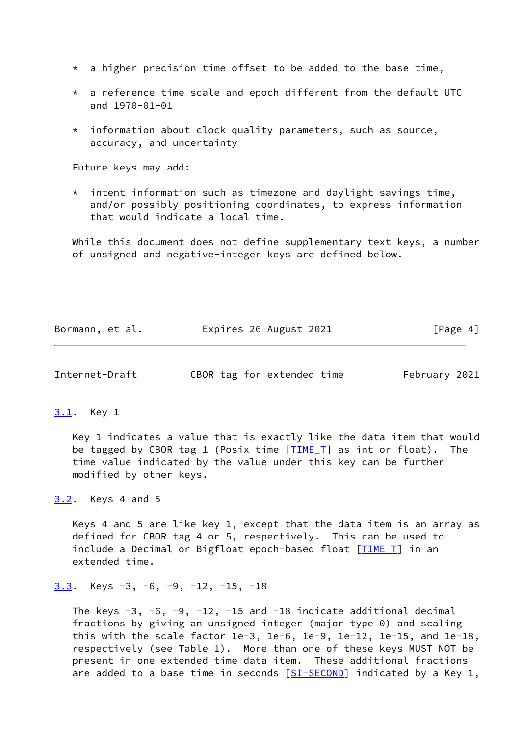* a higher precision time offset to be added to the base time,

* a reference time scale and epoch different from the default UTC and 1970-01-01

* information about clock quality parameters, such as source, accuracy, and uncertainty

Future keys may add:

* intent information such as timezone and daylight savings time, and/or possibly positioning coordinates, to express information that would indicate a local time.

While this document does not define supplementary text keys, a number of unsigned and negative-integer keys are defined below.

### 3.1. Key 1

Key 1 indicates a value that is exactly like the data item that would be tagged by CBOR tag 1 (Posix time [TIME_T] as int or float). The time value indicated by the value under this key can be further modified by other keys.

### 3.2. Keys 4 and 5

Keys 4 and 5 are like key 1, except that the data item is an array as defined for CBOR tag 4 or 5, respectively. This can be used to include a Decimal or Bigfloat epoch-based float [TIME_T] in an extended time.

### 3.3. Keys -3, -6, -9, -12, -15, -18

The keys -3, -6, -9, -12, -15 and -18 indicate additional decimal fractions by giving an unsigned integer (major type 0) and scaling this with the scale factor 1e-3, 1e-6, 1e-9, 1e-12, 1e-15, and 1e-18, respectively (see Table 1). More than one of these keys MUST NOT be present in one extended time data item. These additional fractions are added to a base time in seconds [SI-SECOND] indicated by a Key 1,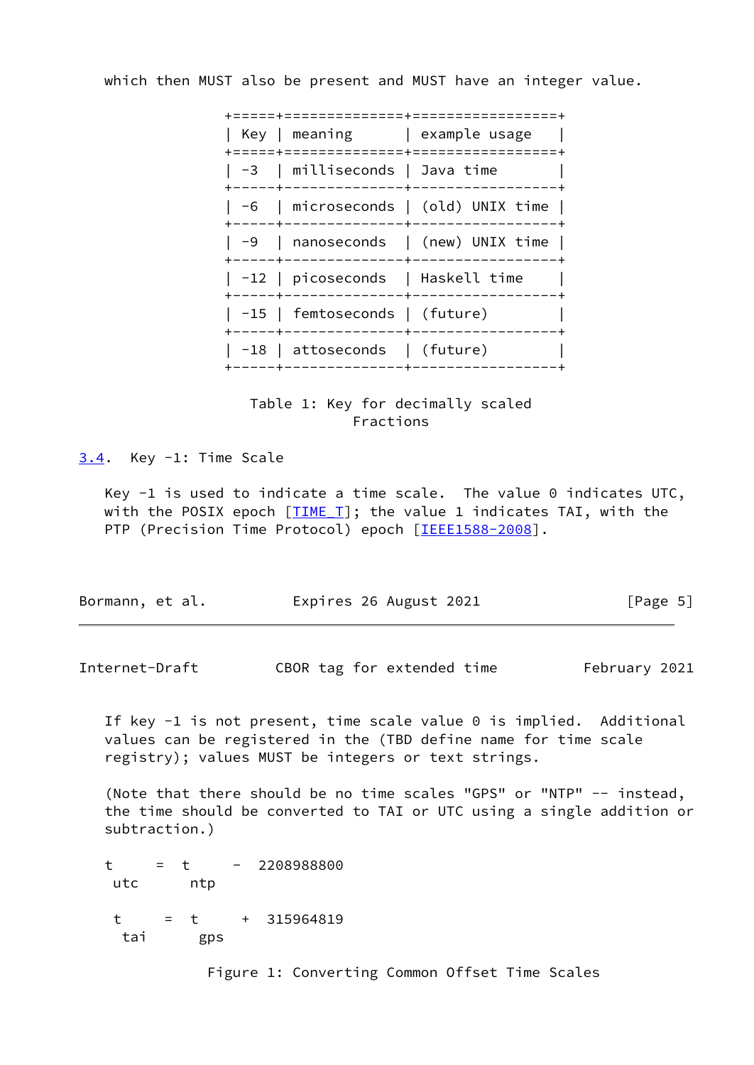which then MUST also be present and MUST have an integer value.

| Key | meaning | example usage |
|---|---|---|
| -3 | milliseconds | Java time |
| -6 | microseconds | (old) UNIX time |
| -9 | nanoseconds | (new) UNIX time |
| -12 | picoseconds | Haskell time |
| -15 | femtoseconds | (future) |
| -18 | attoseconds | (future) |

Table 1: Key for decimally scaled Fractions

## 3.4. Key -1: Time Scale

Key -1 is used to indicate a time scale. The value 0 indicates UTC, with the POSIX epoch [TIME_T]; the value 1 indicates TAI, with the PTP (Precision Time Protocol) epoch [IEEE1588-2008].

If key -1 is not present, time scale value 0 is implied. Additional values can be registered in the (TBD define name for time scale registry); values MUST be integers or text strings.

(Note that there should be no time scales "GPS" or "NTP" -- instead, the time should be converted to TAI or UTC using a single addition or subtraction.)

$$t_{utc} = t_{ntp} - 2208988800$$

$$t_{tai} = t_{gps} + 315964819$$

Figure 1: Converting Common Offset Time Scales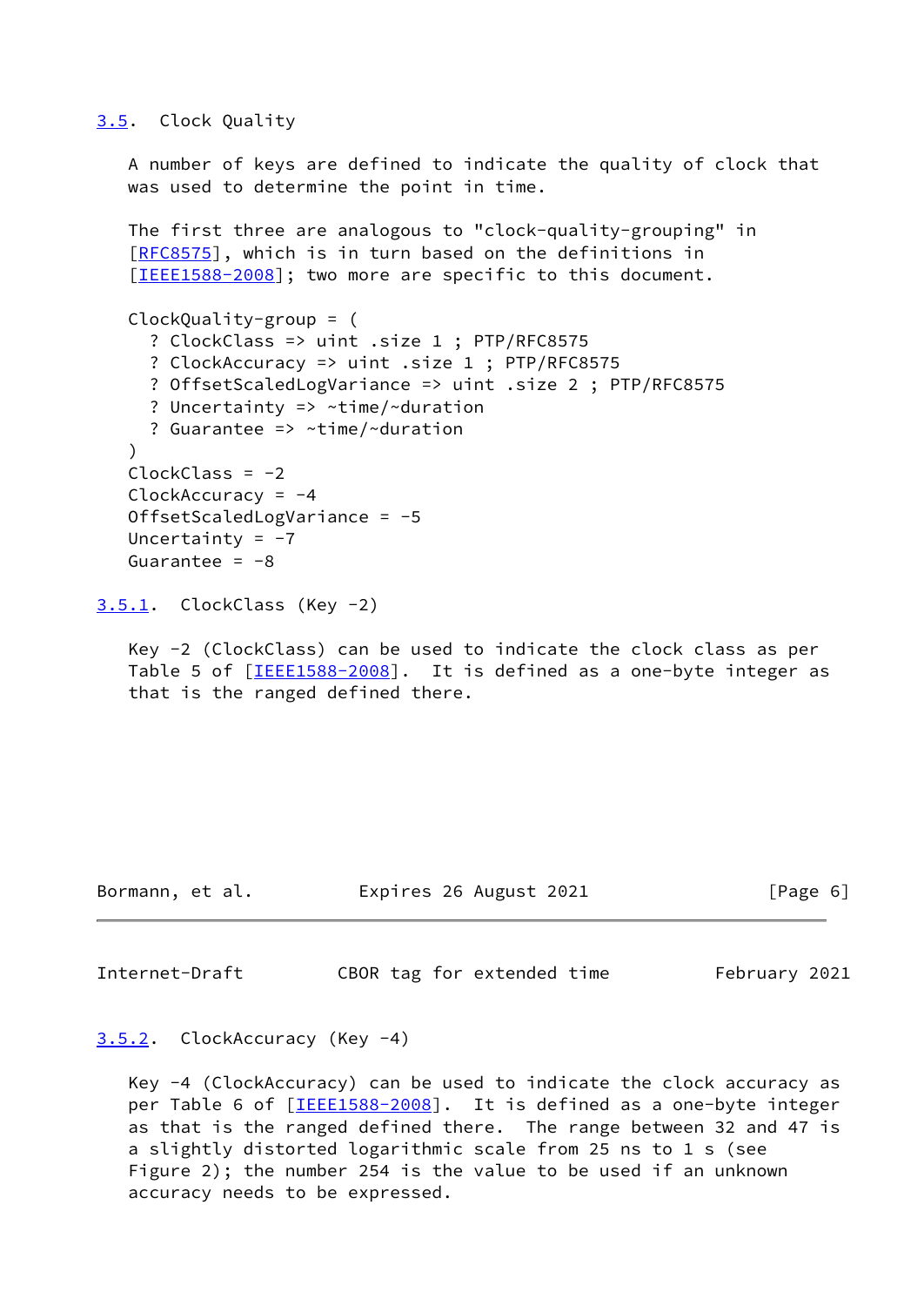### 3.5. Clock Quality

A number of keys are defined to indicate the quality of clock that was used to determine the point in time.

The first three are analogous to "clock-quality-grouping" in [RFC8575], which is in turn based on the definitions in [IEEE1588-2008]; two more are specific to this document.

```
ClockQuality-group = (
  ? ClockClass => uint .size 1 ; PTP/RFC8575
  ? ClockAccuracy => uint .size 1 ; PTP/RFC8575
  ? OffsetScaledLogVariance => uint .size 2 ; PTP/RFC8575
  ? Uncertainty => ~time/~duration
  ? Guarantee => ~time/~duration
)
ClockClass = -2
ClockAccuracy = -4
OffsetScaledLogVariance = -5
Uncertainty = -7
Guarantee = -8
```

#### 3.5.1. ClockClass (Key -2)

Key -2 (ClockClass) can be used to indicate the clock class as per Table 5 of [IEEE1588-2008]. It is defined as a one-byte integer as that is the ranged defined there.

#### 3.5.2. ClockAccuracy (Key -4)

Key -4 (ClockAccuracy) can be used to indicate the clock accuracy as per Table 6 of [IEEE1588-2008]. It is defined as a one-byte integer as that is the ranged defined there. The range between 32 and 47 is a slightly distorted logarithmic scale from 25 ns to 1 s (see Figure 2); the number 254 is the value to be used if an unknown accuracy needs to be expressed.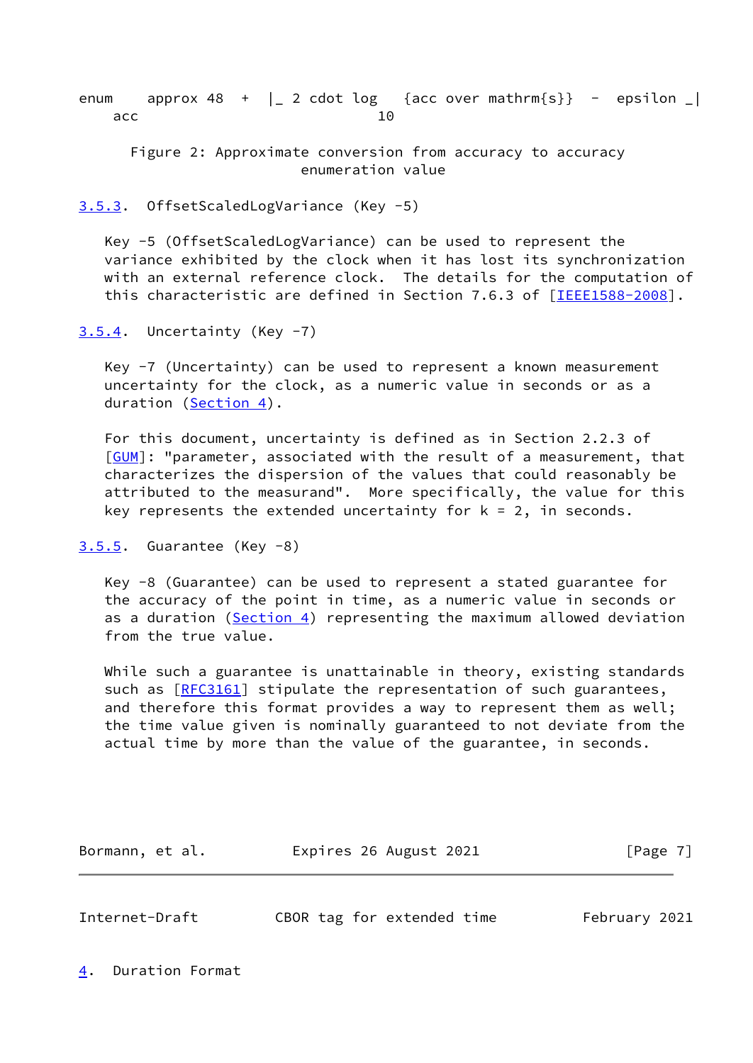$$\mathrm{enum}_{acc} \approx 48 + \lfloor 2 \cdot \log_{10} \frac{acc}{\mathrm{s}} - \epsilon \rfloor$$

Figure 2: Approximate conversion from accuracy to accuracy enumeration value

### 3.5.3. OffsetScaledLogVariance (Key -5)

Key -5 (OffsetScaledLogVariance) can be used to represent the variance exhibited by the clock when it has lost its synchronization with an external reference clock. The details for the computation of this characteristic are defined in Section 7.6.3 of [IEEE1588-2008].

### 3.5.4. Uncertainty (Key -7)

Key -7 (Uncertainty) can be used to represent a known measurement uncertainty for the clock, as a numeric value in seconds or as a duration (Section 4).

For this document, uncertainty is defined as in Section 2.2.3 of [GUM]: "parameter, associated with the result of a measurement, that characterizes the dispersion of the values that could reasonably be attributed to the measurand". More specifically, the value for this key represents the extended uncertainty for k = 2, in seconds.

### 3.5.5. Guarantee (Key -8)

Key -8 (Guarantee) can be used to represent a stated guarantee for the accuracy of the point in time, as a numeric value in seconds or as a duration (Section 4) representing the maximum allowed deviation from the true value.

While such a guarantee is unattainable in theory, existing standards such as [RFC3161] stipulate the representation of such guarantees, and therefore this format provides a way to represent them as well; the time value given is nominally guaranteed to not deviate from the actual time by more than the value of the guarantee, in seconds.

## 4. Duration Format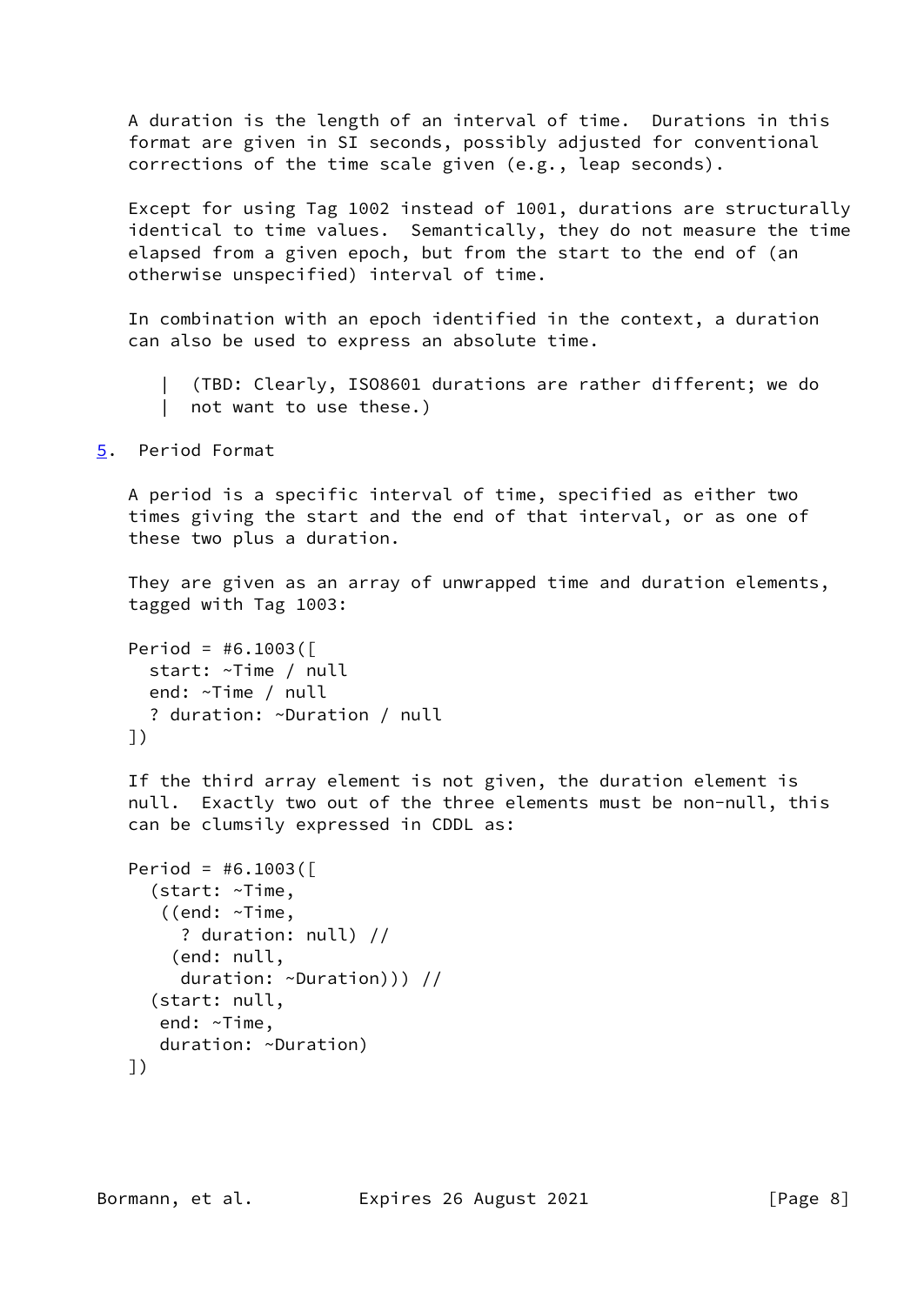A duration is the length of an interval of time. Durations in this format are given in SI seconds, possibly adjusted for conventional corrections of the time scale given (e.g., leap seconds).

Except for using Tag 1002 instead of 1001, durations are structurally identical to time values. Semantically, they do not measure the time elapsed from a given epoch, but from the start to the end of (an otherwise unspecified) interval of time.

In combination with an epoch identified in the context, a duration can also be used to express an absolute time.

> (TBD: Clearly, ISO8601 durations are rather different; we do not want to use these.)

## 5. Period Format

A period is a specific interval of time, specified as either two times giving the start and the end of that interval, or as one of these two plus a duration.

They are given as an array of unwrapped time and duration elements, tagged with Tag 1003:

```
Period = #6.1003([
  start: ~Time / null
  end: ~Time / null
  ? duration: ~Duration / null
])
```

If the third array element is not given, the duration element is null. Exactly two out of the three elements must be non-null, this can be clumsily expressed in CDDL as:

```
Period = #6.1003([
  (start: ~Time,
   ((end: ~Time,
     ? duration: null) //
    (end: null,
     duration: ~Duration))) //
  (start: null,
   end: ~Time,
   duration: ~Duration)
])
```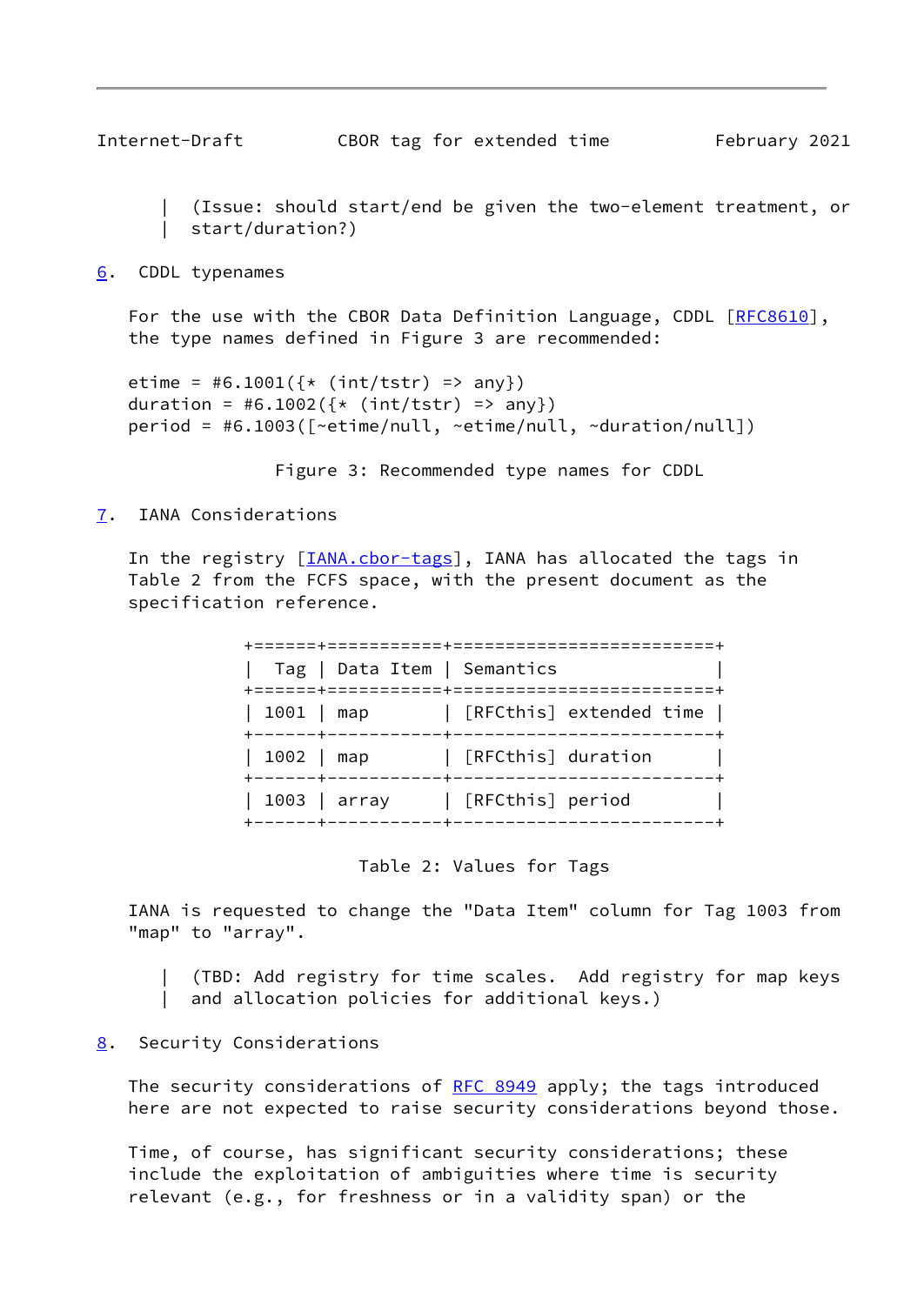> (Issue: should start/end be given the two-element treatment, or start/duration?)

## 6. CDDL typenames

For the use with the CBOR Data Definition Language, CDDL [RFC8610], the type names defined in Figure 3 are recommended:

```
etime = #6.1001({* (int/tstr) => any})
duration = #6.1002({* (int/tstr) => any})
period = #6.1003([~etime/null, ~etime/null, ~duration/null])
```

Figure 3: Recommended type names for CDDL

## 7. IANA Considerations

In the registry [IANA.cbor-tags], IANA has allocated the tags in Table 2 from the FCFS space, with the present document as the specification reference.

| Tag | Data Item | Semantics |
|---|---|---|
| 1001 | map | [RFCthis] extended time |
| 1002 | map | [RFCthis] duration |
| 1003 | array | [RFCthis] period |

Table 2: Values for Tags

IANA is requested to change the "Data Item" column for Tag 1003 from "map" to "array".

> (TBD: Add registry for time scales. Add registry for map keys and allocation policies for additional keys.)

## 8. Security Considerations

The security considerations of RFC 8949 apply; the tags introduced here are not expected to raise security considerations beyond those.

Time, of course, has significant security considerations; these include the exploitation of ambiguities where time is security relevant (e.g., for freshness or in a validity span) or the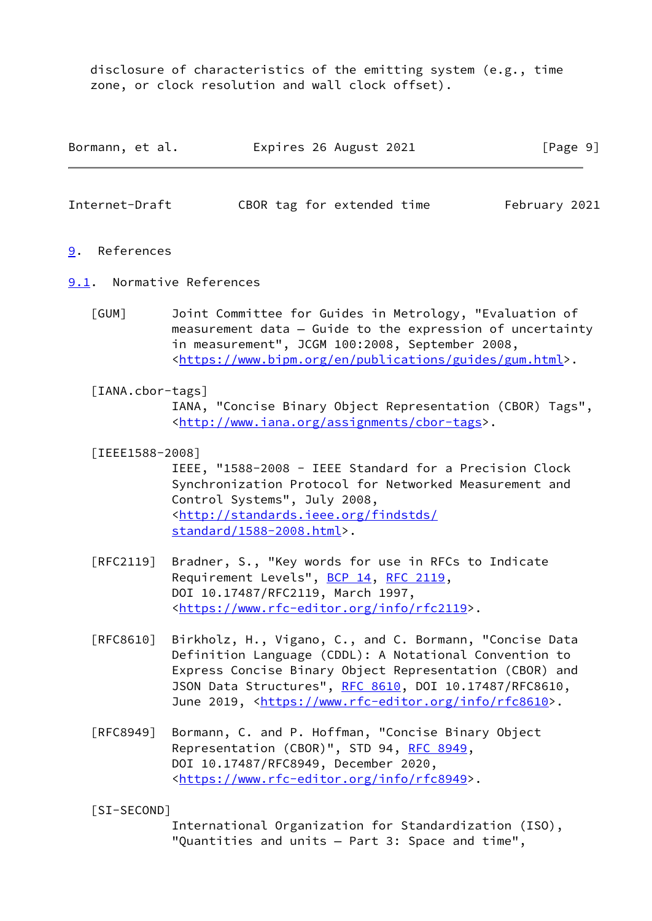disclosure of characteristics of the emitting system (e.g., time zone, or clock resolution and wall clock offset).

# 9. References

## 9.1. Normative References

[GUM] Joint Committee for Guides in Metrology, "Evaluation of measurement data — Guide to the expression of uncertainty in measurement", JCGM 100:2008, September 2008, <https://www.bipm.org/en/publications/guides/gum.html>.

[IANA.cbor-tags] IANA, "Concise Binary Object Representation (CBOR) Tags", <http://www.iana.org/assignments/cbor-tags>.

[IEEE1588-2008] IEEE, "1588-2008 - IEEE Standard for a Precision Clock Synchronization Protocol for Networked Measurement and Control Systems", July 2008, <http://standards.ieee.org/findstds/standard/1588-2008.html>.

[RFC2119] Bradner, S., "Key words for use in RFCs to Indicate Requirement Levels", BCP 14, RFC 2119, DOI 10.17487/RFC2119, March 1997, <https://www.rfc-editor.org/info/rfc2119>.

[RFC8610] Birkholz, H., Vigano, C., and C. Bormann, "Concise Data Definition Language (CDDL): A Notational Convention to Express Concise Binary Object Representation (CBOR) and JSON Data Structures", RFC 8610, DOI 10.17487/RFC8610, June 2019, <https://www.rfc-editor.org/info/rfc8610>.

[RFC8949] Bormann, C. and P. Hoffman, "Concise Binary Object Representation (CBOR)", STD 94, RFC 8949, DOI 10.17487/RFC8949, December 2020, <https://www.rfc-editor.org/info/rfc8949>.

[SI-SECOND] International Organization for Standardization (ISO), "Quantities and units — Part 3: Space and time",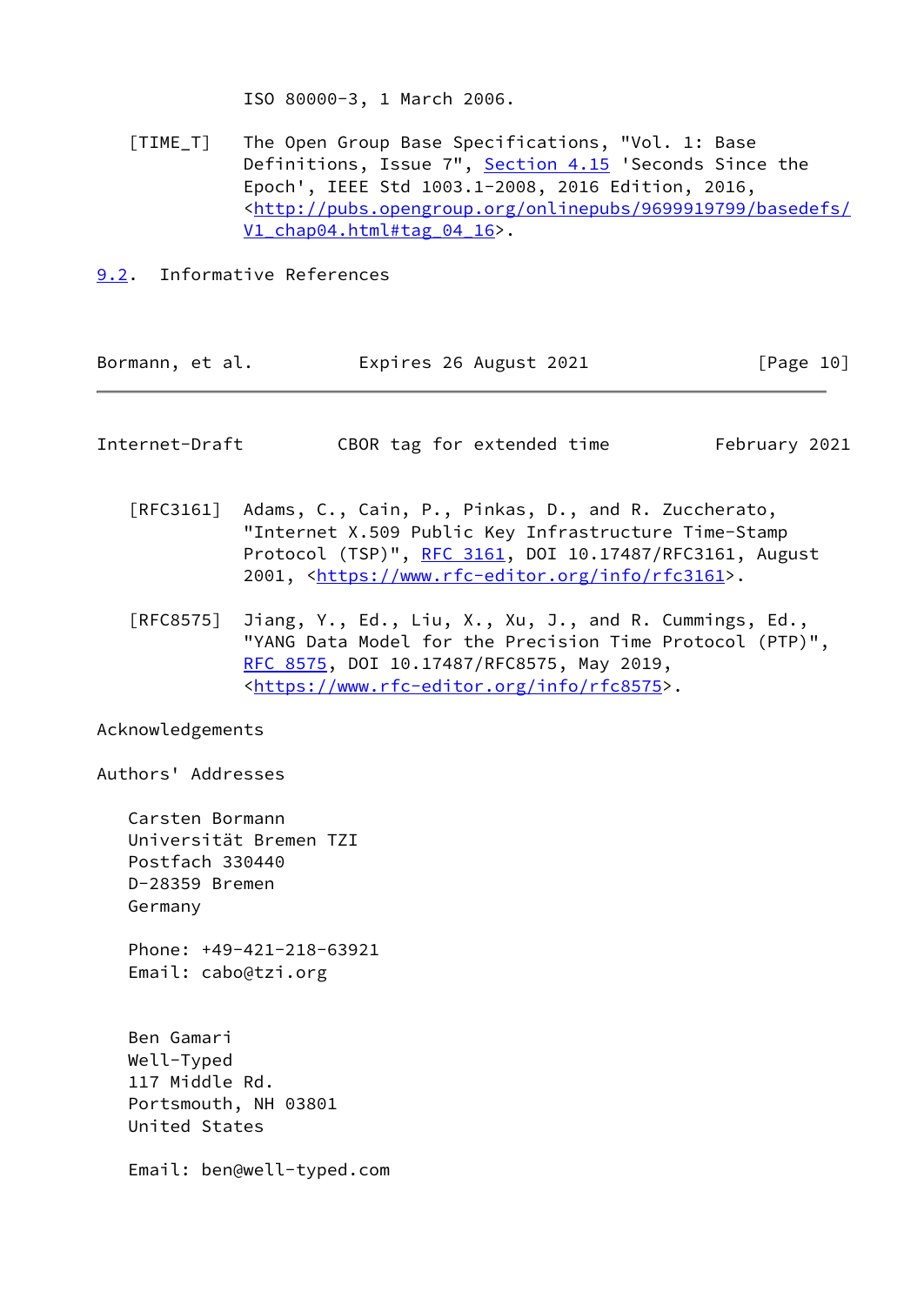ISO 80000-3, 1 March 2006.

[TIME_T] The Open Group Base Specifications, "Vol. 1: Base Definitions, Issue 7", Section 4.15 'Seconds Since the Epoch', IEEE Std 1003.1-2008, 2016 Edition, 2016, <http://pubs.opengroup.org/onlinepubs/9699919799/basedefs/V1_chap04.html#tag_04_16>.

### 9.2. Informative References

[RFC3161] Adams, C., Cain, P., Pinkas, D., and R. Zuccherato, "Internet X.509 Public Key Infrastructure Time-Stamp Protocol (TSP)", RFC 3161, DOI 10.17487/RFC3161, August 2001, <https://www.rfc-editor.org/info/rfc3161>.

[RFC8575] Jiang, Y., Ed., Liu, X., Xu, J., and R. Cummings, Ed., "YANG Data Model for the Precision Time Protocol (PTP)", RFC 8575, DOI 10.17487/RFC8575, May 2019, <https://www.rfc-editor.org/info/rfc8575>.

## Acknowledgements

## Authors' Addresses

Carsten Bormann
Universität Bremen TZI
Postfach 330440
D-28359 Bremen
Germany

Phone: +49-421-218-63921
Email: cabo@tzi.org

Ben Gamari
Well-Typed
117 Middle Rd.
Portsmouth, NH 03801
United States

Email: ben@well-typed.com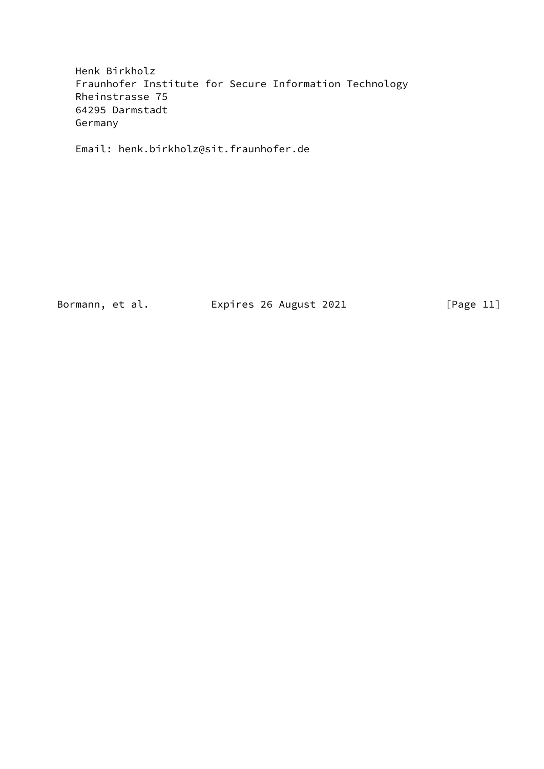Henk Birkholz
Fraunhofer Institute for Secure Information Technology
Rheinstrasse 75
64295 Darmstadt
Germany

Email: henk.birkholz@sit.fraunhofer.de